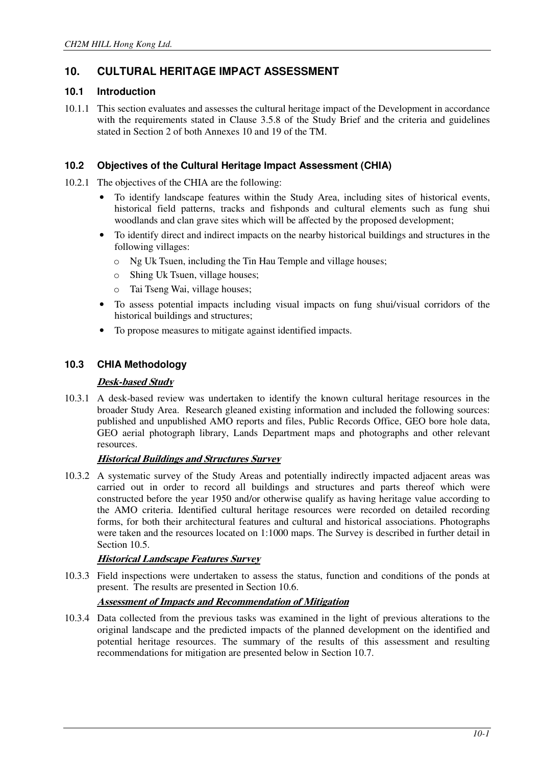# 10. CULTURAL HERITAGE IMPACT ASSESSMENT

## 10.1 Introduction

10.1.1 This section evaluates and assesses the cultural heritage impact of the Development in accordance with the requirements stated in Clause 3.5.8 of the Study Brief and the criteria and guidelines stated in Section 2 of both Annexes 10 and 19 of the TM.

## 10.2 Objectives of the Cultural Heritage Impact Assessment (CHIA)

10.2.1 The objectives of the CHIA are the following:

- To identify landscape features within the Study Area, including sites of historical events, historical field patterns, tracks and fishponds and cultural elements such as fung shui woodlands and clan grave sites which will be affected by the proposed development;
- To identify direct and indirect impacts on the nearby historical buildings and structures in the following villages:
  - Ng Uk Tsuen, including the Tin Hau Temple and village houses;
  - Shing Uk Tsuen, village houses;
  - Tai Tseng Wai, village houses;
- To assess potential impacts including visual impacts on fung shui/visual corridors of the historical buildings and structures;
- To propose measures to mitigate against identified impacts.

## 10.3 CHIA Methodology

***Desk-based Study***

10.3.1 A desk-based review was undertaken to identify the known cultural heritage resources in the broader Study Area. Research gleaned existing information and included the following sources: published and unpublished AMO reports and files, Public Records Office, GEO bore hole data, GEO aerial photograph library, Lands Department maps and photographs and other relevant resources.

***Historical Buildings and Structures Survey***

10.3.2 A systematic survey of the Study Areas and potentially indirectly impacted adjacent areas was carried out in order to record all buildings and structures and parts thereof which were constructed before the year 1950 and/or otherwise qualify as having heritage value according to the AMO criteria. Identified cultural heritage resources were recorded on detailed recording forms, for both their architectural features and cultural and historical associations. Photographs were taken and the resources located on 1:1000 maps. The Survey is described in further detail in Section 10.5.

***Historical Landscape Features Survey***

10.3.3 Field inspections were undertaken to assess the status, function and conditions of the ponds at present. The results are presented in Section 10.6.

***Assessment of Impacts and Recommendation of Mitigation***

10.3.4 Data collected from the previous tasks was examined in the light of previous alterations to the original landscape and the predicted impacts of the planned development on the identified and potential heritage resources. The summary of the results of this assessment and resulting recommendations for mitigation are presented below in Section 10.7.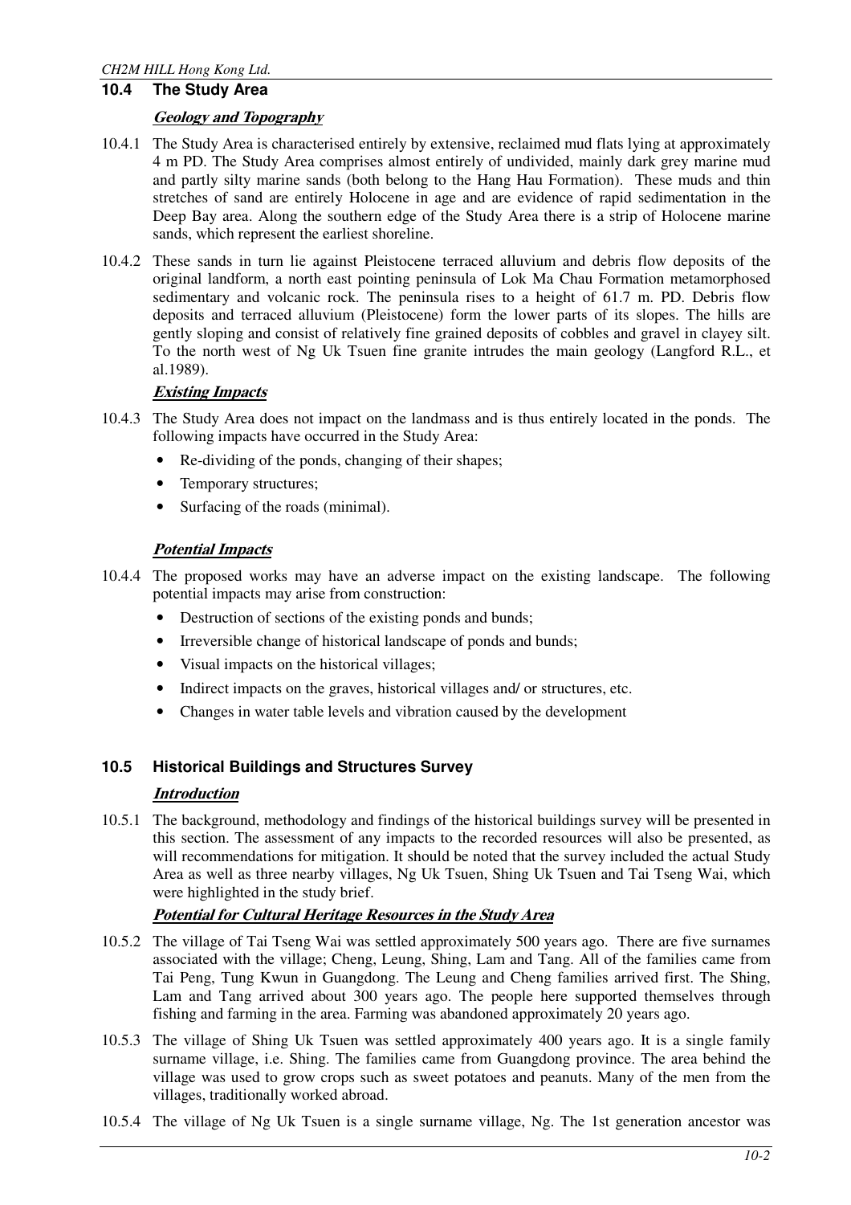## 10.4 The Study Area

***Geology and Topography***

10.4.1 The Study Area is characterised entirely by extensive, reclaimed mud flats lying at approximately 4 m PD. The Study Area comprises almost entirely of undivided, mainly dark grey marine mud and partly silty marine sands (both belong to the Hang Hau Formation). These muds and thin stretches of sand are entirely Holocene in age and are evidence of rapid sedimentation in the Deep Bay area. Along the southern edge of the Study Area there is a strip of Holocene marine sands, which represent the earliest shoreline.

10.4.2 These sands in turn lie against Pleistocene terraced alluvium and debris flow deposits of the original landform, a north east pointing peninsula of Lok Ma Chau Formation metamorphosed sedimentary and volcanic rock. The peninsula rises to a height of 61.7 m. PD. Debris flow deposits and terraced alluvium (Pleistocene) form the lower parts of its slopes. The hills are gently sloping and consist of relatively fine grained deposits of cobbles and gravel in clayey silt. To the north west of Ng Uk Tsuen fine granite intrudes the main geology (Langford R.L., et al.1989).

***Existing Impacts***

10.4.3 The Study Area does not impact on the landmass and is thus entirely located in the ponds. The following impacts have occurred in the Study Area:

- Re-dividing of the ponds, changing of their shapes;
- Temporary structures;
- Surfacing of the roads (minimal).

***Potential Impacts***

10.4.4 The proposed works may have an adverse impact on the existing landscape. The following potential impacts may arise from construction:

- Destruction of sections of the existing ponds and bunds;
- Irreversible change of historical landscape of ponds and bunds;
- Visual impacts on the historical villages;
- Indirect impacts on the graves, historical villages and/ or structures, etc.
- Changes in water table levels and vibration caused by the development

## 10.5 Historical Buildings and Structures Survey

***Introduction***

10.5.1 The background, methodology and findings of the historical buildings survey will be presented in this section. The assessment of any impacts to the recorded resources will also be presented, as will recommendations for mitigation. It should be noted that the survey included the actual Study Area as well as three nearby villages, Ng Uk Tsuen, Shing Uk Tsuen and Tai Tseng Wai, which were highlighted in the study brief.

***Potential for Cultural Heritage Resources in the Study Area***

10.5.2 The village of Tai Tseng Wai was settled approximately 500 years ago. There are five surnames associated with the village; Cheng, Leung, Shing, Lam and Tang. All of the families came from Tai Peng, Tung Kwun in Guangdong. The Leung and Cheng families arrived first. The Shing, Lam and Tang arrived about 300 years ago. The people here supported themselves through fishing and farming in the area. Farming was abandoned approximately 20 years ago.

10.5.3 The village of Shing Uk Tsuen was settled approximately 400 years ago. It is a single family surname village, i.e. Shing. The families came from Guangdong province. The area behind the village was used to grow crops such as sweet potatoes and peanuts. Many of the men from the villages, traditionally worked abroad.

10.5.4 The village of Ng Uk Tsuen is a single surname village, Ng. The 1st generation ancestor was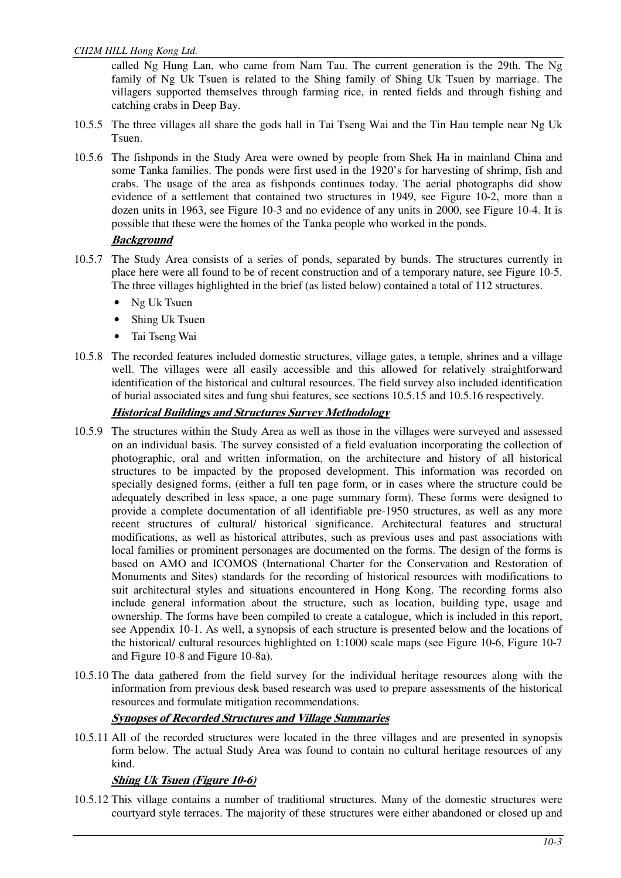called Ng Hung Lan, who came from Nam Tau. The current generation is the 29th. The Ng family of Ng Uk Tsuen is related to the Shing family of Shing Uk Tsuen by marriage. The villagers supported themselves through farming rice, in rented fields and through fishing and catching crabs in Deep Bay.

10.5.5 The three villages all share the gods hall in Tai Tseng Wai and the Tin Hau temple near Ng Uk Tsuen.

10.5.6 The fishponds in the Study Area were owned by people from Shek Ha in mainland China and some Tanka families. The ponds were first used in the 1920's for harvesting of shrimp, fish and crabs. The usage of the area as fishponds continues today. The aerial photographs did show evidence of a settlement that contained two structures in 1949, see Figure 10-2, more than a dozen units in 1963, see Figure 10-3 and no evidence of any units in 2000, see Figure 10-4. It is possible that these were the homes of the Tanka people who worked in the ponds.

***Background***

10.5.7 The Study Area consists of a series of ponds, separated by bunds. The structures currently in place here were all found to be of recent construction and of a temporary nature, see Figure 10-5. The three villages highlighted in the brief (as listed below) contained a total of 112 structures.

- Ng Uk Tsuen
- Shing Uk Tsuen
- Tai Tseng Wai

10.5.8 The recorded features included domestic structures, village gates, a temple, shrines and a village well. The villages were all easily accessible and this allowed for relatively straightforward identification of the historical and cultural resources. The field survey also included identification of burial associated sites and fung shui features, see sections 10.5.15 and 10.5.16 respectively.

***Historical Buildings and Structures Survey Methodology***

10.5.9 The structures within the Study Area as well as those in the villages were surveyed and assessed on an individual basis. The survey consisted of a field evaluation incorporating the collection of photographic, oral and written information, on the architecture and history of all historical structures to be impacted by the proposed development. This information was recorded on specially designed forms, (either a full ten page form, or in cases where the structure could be adequately described in less space, a one page summary form). These forms were designed to provide a complete documentation of all identifiable pre-1950 structures, as well as any more recent structures of cultural/ historical significance. Architectural features and structural modifications, as well as historical attributes, such as previous uses and past associations with local families or prominent personages are documented on the forms. The design of the forms is based on AMO and ICOMOS (International Charter for the Conservation and Restoration of Monuments and Sites) standards for the recording of historical resources with modifications to suit architectural styles and situations encountered in Hong Kong. The recording forms also include general information about the structure, such as location, building type, usage and ownership. The forms have been compiled to create a catalogue, which is included in this report, see Appendix 10-1. As well, a synopsis of each structure is presented below and the locations of the historical/ cultural resources highlighted on 1:1000 scale maps (see Figure 10-6, Figure 10-7 and Figure 10-8 and Figure 10-8a).

10.5.10 The data gathered from the field survey for the individual heritage resources along with the information from previous desk based research was used to prepare assessments of the historical resources and formulate mitigation recommendations.

***Synopses of Recorded Structures and Village Summaries***

10.5.11 All of the recorded structures were located in the three villages and are presented in synopsis form below. The actual Study Area was found to contain no cultural heritage resources of any kind.

***Shing Uk Tsuen (Figure 10-6)***

10.5.12 This village contains a number of traditional structures. Many of the domestic structures were courtyard style terraces. The majority of these structures were either abandoned or closed up and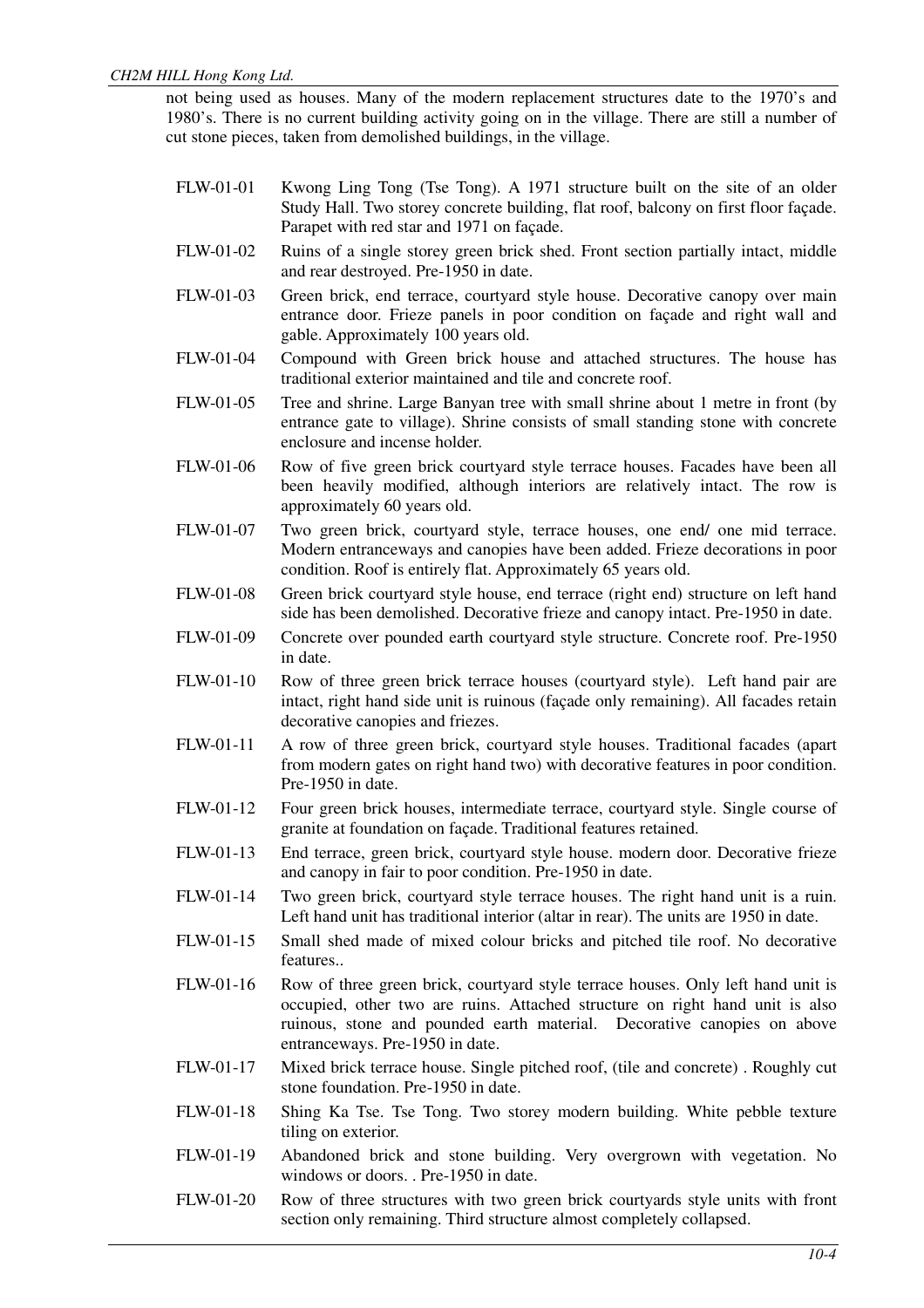not being used as houses. Many of the modern replacement structures date to the 1970's and 1980's. There is no current building activity going on in the village. There are still a number of cut stone pieces, taken from demolished buildings, in the village.

| | |
|---|---|
| FLW-01-01 | Kwong Ling Tong (Tse Tong). A 1971 structure built on the site of an older Study Hall. Two storey concrete building, flat roof, balcony on first floor façade. Parapet with red star and 1971 on façade. |
| FLW-01-02 | Ruins of a single storey green brick shed. Front section partially intact, middle and rear destroyed. Pre-1950 in date. |
| FLW-01-03 | Green brick, end terrace, courtyard style house. Decorative canopy over main entrance door. Frieze panels in poor condition on façade and right wall and gable. Approximately 100 years old. |
| FLW-01-04 | Compound with Green brick house and attached structures. The house has traditional exterior maintained and tile and concrete roof. |
| FLW-01-05 | Tree and shrine. Large Banyan tree with small shrine about 1 metre in front (by entrance gate to village). Shrine consists of small standing stone with concrete enclosure and incense holder. |
| FLW-01-06 | Row of five green brick courtyard style terrace houses. Facades have been all been heavily modified, although interiors are relatively intact. The row is approximately 60 years old. |
| FLW-01-07 | Two green brick, courtyard style, terrace houses, one end/ one mid terrace. Modern entranceways and canopies have been added. Frieze decorations in poor condition. Roof is entirely flat. Approximately 65 years old. |
| FLW-01-08 | Green brick courtyard style house, end terrace (right end) structure on left hand side has been demolished. Decorative frieze and canopy intact. Pre-1950 in date. |
| FLW-01-09 | Concrete over pounded earth courtyard style structure. Concrete roof. Pre-1950 in date. |
| FLW-01-10 | Row of three green brick terrace houses (courtyard style). Left hand pair are intact, right hand side unit is ruinous (façade only remaining). All facades retain decorative canopies and friezes. |
| FLW-01-11 | A row of three green brick, courtyard style houses. Traditional facades (apart from modern gates on right hand two) with decorative features in poor condition. Pre-1950 in date. |
| FLW-01-12 | Four green brick houses, intermediate terrace, courtyard style. Single course of granite at foundation on façade. Traditional features retained. |
| FLW-01-13 | End terrace, green brick, courtyard style house. modern door. Decorative frieze and canopy in fair to poor condition. Pre-1950 in date. |
| FLW-01-14 | Two green brick, courtyard style terrace houses. The right hand unit is a ruin. Left hand unit has traditional interior (altar in rear). The units are 1950 in date. |
| FLW-01-15 | Small shed made of mixed colour bricks and pitched tile roof. No decorative features.. |
| FLW-01-16 | Row of three green brick, courtyard style terrace houses. Only left hand unit is occupied, other two are ruins. Attached structure on right hand unit is also ruinous, stone and pounded earth material. Decorative canopies on above entranceways. Pre-1950 in date. |
| FLW-01-17 | Mixed brick terrace house. Single pitched roof, (tile and concrete) . Roughly cut stone foundation. Pre-1950 in date. |
| FLW-01-18 | Shing Ka Tse. Tse Tong. Two storey modern building. White pebble texture tiling on exterior. |
| FLW-01-19 | Abandoned brick and stone building. Very overgrown with vegetation. No windows or doors. . Pre-1950 in date. |
| FLW-01-20 | Row of three structures with two green brick courtyards style units with front section only remaining. Third structure almost completely collapsed. |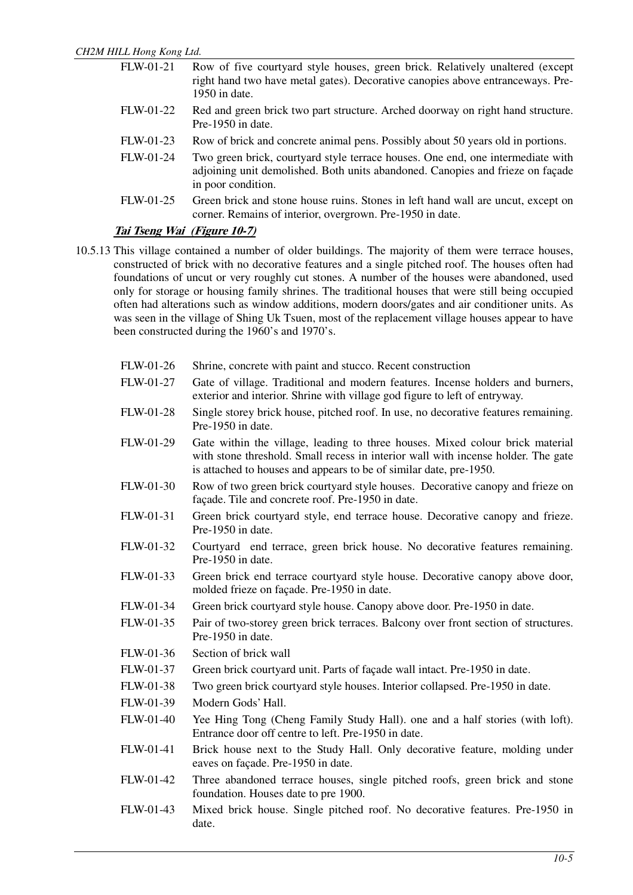| | |
|---|---|
| FLW-01-21 | Row of five courtyard style houses, green brick. Relatively unaltered (except right hand two have metal gates). Decorative canopies above entranceways. Pre-1950 in date. |
| FLW-01-22 | Red and green brick two part structure. Arched doorway on right hand structure. Pre-1950 in date. |
| FLW-01-23 | Row of brick and concrete animal pens. Possibly about 50 years old in portions. |
| FLW-01-24 | Two green brick, courtyard style terrace houses. One end, one intermediate with adjoining unit demolished. Both units abandoned. Canopies and frieze on façade in poor condition. |
| FLW-01-25 | Green brick and stone house ruins. Stones in left hand wall are uncut, except on corner. Remains of interior, overgrown. Pre-1950 in date. |

***Tai Tseng Wai (Figure 10-7)***

10.5.13 This village contained a number of older buildings. The majority of them were terrace houses, constructed of brick with no decorative features and a single pitched roof. The houses often had foundations of uncut or very roughly cut stones. A number of the houses were abandoned, used only for storage or housing family shrines. The traditional houses that were still being occupied often had alterations such as window additions, modern doors/gates and air conditioner units. As was seen in the village of Shing Uk Tsuen, most of the replacement village houses appear to have been constructed during the 1960's and 1970's.

| | |
|---|---|
| FLW-01-26 | Shrine, concrete with paint and stucco. Recent construction |
| FLW-01-27 | Gate of village. Traditional and modern features. Incense holders and burners, exterior and interior. Shrine with village god figure to left of entryway. |
| FLW-01-28 | Single storey brick house, pitched roof. In use, no decorative features remaining. Pre-1950 in date. |
| FLW-01-29 | Gate within the village, leading to three houses. Mixed colour brick material with stone threshold. Small recess in interior wall with incense holder. The gate is attached to houses and appears to be of similar date, pre-1950. |
| FLW-01-30 | Row of two green brick courtyard style houses. Decorative canopy and frieze on façade. Tile and concrete roof. Pre-1950 in date. |
| FLW-01-31 | Green brick courtyard style, end terrace house. Decorative canopy and frieze. Pre-1950 in date. |
| FLW-01-32 | Courtyard end terrace, green brick house. No decorative features remaining. Pre-1950 in date. |
| FLW-01-33 | Green brick end terrace courtyard style house. Decorative canopy above door, molded frieze on façade. Pre-1950 in date. |
| FLW-01-34 | Green brick courtyard style house. Canopy above door. Pre-1950 in date. |
| FLW-01-35 | Pair of two-storey green brick terraces. Balcony over front section of structures. Pre-1950 in date. |
| FLW-01-36 | Section of brick wall |
| FLW-01-37 | Green brick courtyard unit. Parts of façade wall intact. Pre-1950 in date. |
| FLW-01-38 | Two green brick courtyard style houses. Interior collapsed. Pre-1950 in date. |
| FLW-01-39 | Modern Gods' Hall. |
| FLW-01-40 | Yee Hing Tong (Cheng Family Study Hall). one and a half stories (with loft). Entrance door off centre to left. Pre-1950 in date. |
| FLW-01-41 | Brick house next to the Study Hall. Only decorative feature, molding under eaves on façade. Pre-1950 in date. |
| FLW-01-42 | Three abandoned terrace houses, single pitched roofs, green brick and stone foundation. Houses date to pre 1900. |
| FLW-01-43 | Mixed brick house. Single pitched roof. No decorative features. Pre-1950 in date. |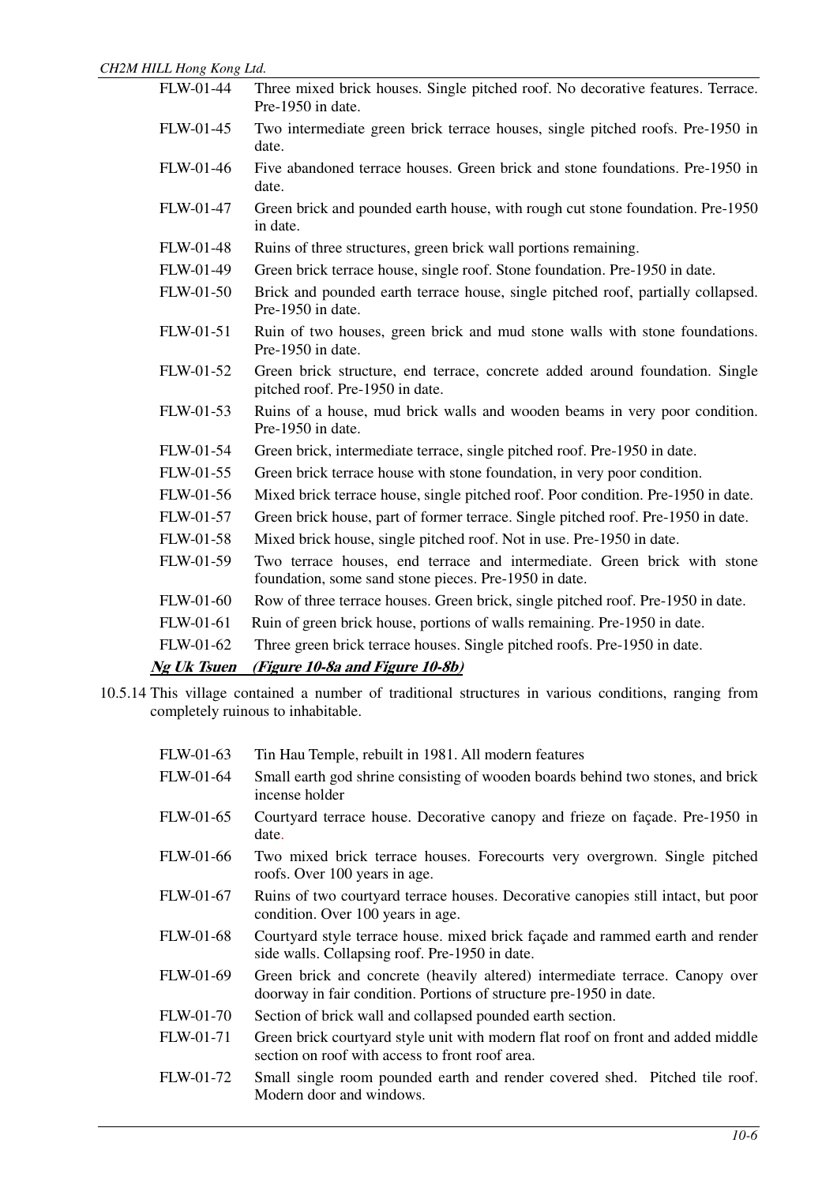| | |
|---|---|
| FLW-01-44 | Three mixed brick houses. Single pitched roof. No decorative features. Terrace. Pre-1950 in date. |
| FLW-01-45 | Two intermediate green brick terrace houses, single pitched roofs. Pre-1950 in date. |
| FLW-01-46 | Five abandoned terrace houses. Green brick and stone foundations. Pre-1950 in date. |
| FLW-01-47 | Green brick and pounded earth house, with rough cut stone foundation. Pre-1950 in date. |
| FLW-01-48 | Ruins of three structures, green brick wall portions remaining. |
| FLW-01-49 | Green brick terrace house, single roof. Stone foundation. Pre-1950 in date. |
| FLW-01-50 | Brick and pounded earth terrace house, single pitched roof, partially collapsed. Pre-1950 in date. |
| FLW-01-51 | Ruin of two houses, green brick and mud stone walls with stone foundations. Pre-1950 in date. |
| FLW-01-52 | Green brick structure, end terrace, concrete added around foundation. Single pitched roof. Pre-1950 in date. |
| FLW-01-53 | Ruins of a house, mud brick walls and wooden beams in very poor condition. Pre-1950 in date. |
| FLW-01-54 | Green brick, intermediate terrace, single pitched roof. Pre-1950 in date. |
| FLW-01-55 | Green brick terrace house with stone foundation, in very poor condition. |
| FLW-01-56 | Mixed brick terrace house, single pitched roof. Poor condition. Pre-1950 in date. |
| FLW-01-57 | Green brick house, part of former terrace. Single pitched roof. Pre-1950 in date. |
| FLW-01-58 | Mixed brick house, single pitched roof. Not in use. Pre-1950 in date. |
| FLW-01-59 | Two terrace houses, end terrace and intermediate. Green brick with stone foundation, some sand stone pieces. Pre-1950 in date. |
| FLW-01-60 | Row of three terrace houses. Green brick, single pitched roof. Pre-1950 in date. |
| FLW-01-61 | Ruin of green brick house, portions of walls remaining. Pre-1950 in date. |
| FLW-01-62 | Three green brick terrace houses. Single pitched roofs. Pre-1950 in date. |

***Ng Uk Tsuen (Figure 10-8a and Figure 10-8b)***

10.5.14 This village contained a number of traditional structures in various conditions, ranging from completely ruinous to inhabitable.

| | |
|---|---|
| FLW-01-63 | Tin Hau Temple, rebuilt in 1981. All modern features |
| FLW-01-64 | Small earth god shrine consisting of wooden boards behind two stones, and brick incense holder |
| FLW-01-65 | Courtyard terrace house. Decorative canopy and frieze on façade. Pre-1950 in date. |
| FLW-01-66 | Two mixed brick terrace houses. Forecourts very overgrown. Single pitched roofs. Over 100 years in age. |
| FLW-01-67 | Ruins of two courtyard terrace houses. Decorative canopies still intact, but poor condition. Over 100 years in age. |
| FLW-01-68 | Courtyard style terrace house. mixed brick façade and rammed earth and render side walls. Collapsing roof. Pre-1950 in date. |
| FLW-01-69 | Green brick and concrete (heavily altered) intermediate terrace. Canopy over doorway in fair condition. Portions of structure pre-1950 in date. |
| FLW-01-70 | Section of brick wall and collapsed pounded earth section. |
| FLW-01-71 | Green brick courtyard style unit with modern flat roof on front and added middle section on roof with access to front roof area. |
| FLW-01-72 | Small single room pounded earth and render covered shed. Pitched tile roof. Modern door and windows. |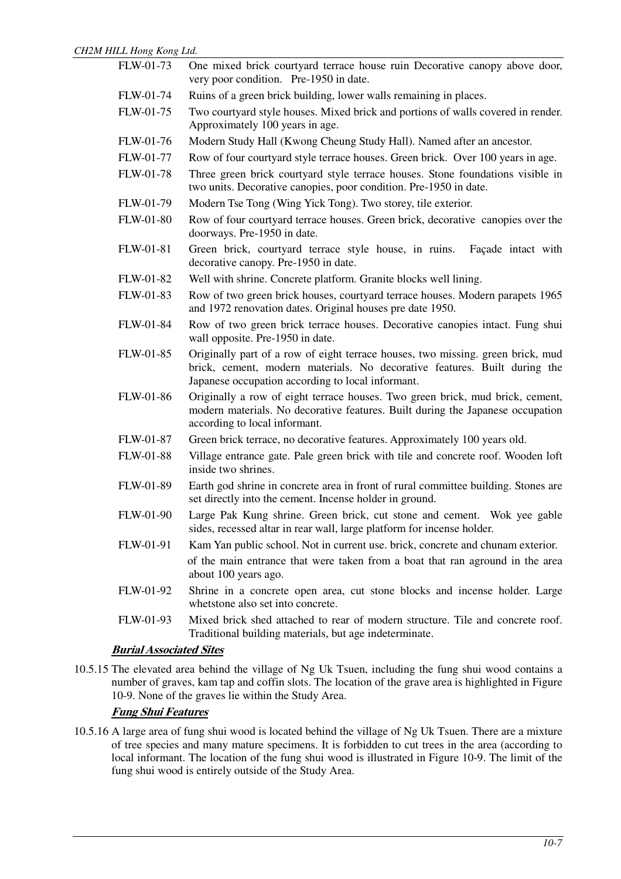| | |
|---|---|
| FLW-01-73 | One mixed brick courtyard terrace house ruin Decorative canopy above door, very poor condition. Pre-1950 in date. |
| FLW-01-74 | Ruins of a green brick building, lower walls remaining in places. |
| FLW-01-75 | Two courtyard style houses. Mixed brick and portions of walls covered in render. Approximately 100 years in age. |
| FLW-01-76 | Modern Study Hall (Kwong Cheung Study Hall). Named after an ancestor. |
| FLW-01-77 | Row of four courtyard style terrace houses. Green brick. Over 100 years in age. |
| FLW-01-78 | Three green brick courtyard style terrace houses. Stone foundations visible in two units. Decorative canopies, poor condition. Pre-1950 in date. |
| FLW-01-79 | Modern Tse Tong (Wing Yick Tong). Two storey, tile exterior. |
| FLW-01-80 | Row of four courtyard terrace houses. Green brick, decorative canopies over the doorways. Pre-1950 in date. |
| FLW-01-81 | Green brick, courtyard terrace style house, in ruins. Façade intact with decorative canopy. Pre-1950 in date. |
| FLW-01-82 | Well with shrine. Concrete platform. Granite blocks well lining. |
| FLW-01-83 | Row of two green brick houses, courtyard terrace houses. Modern parapets 1965 and 1972 renovation dates. Original houses pre date 1950. |
| FLW-01-84 | Row of two green brick terrace houses. Decorative canopies intact. Fung shui wall opposite. Pre-1950 in date. |
| FLW-01-85 | Originally part of a row of eight terrace houses, two missing. green brick, mud brick, cement, modern materials. No decorative features. Built during the Japanese occupation according to local informant. |
| FLW-01-86 | Originally a row of eight terrace houses. Two green brick, mud brick, cement, modern materials. No decorative features. Built during the Japanese occupation according to local informant. |
| FLW-01-87 | Green brick terrace, no decorative features. Approximately 100 years old. |
| FLW-01-88 | Village entrance gate. Pale green brick with tile and concrete roof. Wooden loft inside two shrines. |
| FLW-01-89 | Earth god shrine in concrete area in front of rural committee building. Stones are set directly into the cement. Incense holder in ground. |
| FLW-01-90 | Large Pak Kung shrine. Green brick, cut stone and cement. Wok yee gable sides, recessed altar in rear wall, large platform for incense holder. |
| FLW-01-91 | Kam Yan public school. Not in current use. brick, concrete and chunam exterior. of the main entrance that were taken from a boat that ran aground in the area about 100 years ago. |
| FLW-01-92 | Shrine in a concrete open area, cut stone blocks and incense holder. Large whetstone also set into concrete. |
| FLW-01-93 | Mixed brick shed attached to rear of modern structure. Tile and concrete roof. Traditional building materials, but age indeterminate. |

***Burial Associated Sites***

10.5.15 The elevated area behind the village of Ng Uk Tsuen, including the fung shui wood contains a number of graves, kam tap and coffin slots. The location of the grave area is highlighted in Figure 10-9. None of the graves lie within the Study Area.

***Fung Shui Features***

10.5.16 A large area of fung shui wood is located behind the village of Ng Uk Tsuen. There are a mixture of tree species and many mature specimens. It is forbidden to cut trees in the area (according to local informant. The location of the fung shui wood is illustrated in Figure 10-9. The limit of the fung shui wood is entirely outside of the Study Area.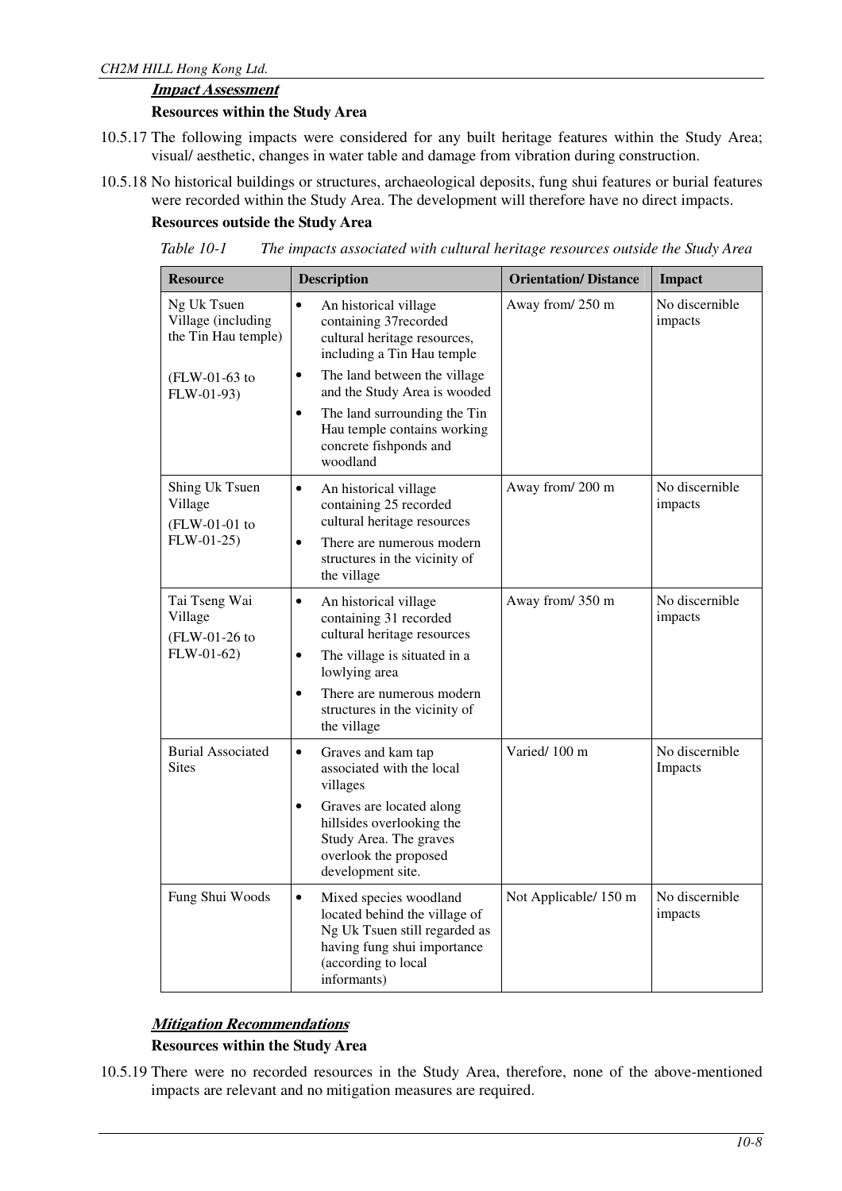***Impact Assessment***

**Resources within the Study Area**

10.5.17 The following impacts were considered for any built heritage features within the Study Area; visual/ aesthetic, changes in water table and damage from vibration during construction.

10.5.18 No historical buildings or structures, archaeological deposits, fung shui features or burial features were recorded within the Study Area. The development will therefore have no direct impacts.

**Resources outside the Study Area**

*Table 10-1 The impacts associated with cultural heritage resources outside the Study Area*

| Resource | Description | Orientation/ Distance | Impact |
|---|---|---|---|
| Ng Uk Tsuen Village (including the Tin Hau temple)<br><br>(FLW-01-63 to FLW-01-93) | • An historical village containing 37recorded cultural heritage resources, including a Tin Hau temple<br>• The land between the village and the Study Area is wooded<br>• The land surrounding the Tin Hau temple contains working concrete fishponds and woodland | Away from/ 250 m | No discernible impacts |
| Shing Uk Tsuen Village<br>(FLW-01-01 to FLW-01-25) | • An historical village containing 25 recorded cultural heritage resources<br>• There are numerous modern structures in the vicinity of the village | Away from/ 200 m | No discernible impacts |
| Tai Tseng Wai Village<br>(FLW-01-26 to FLW-01-62) | • An historical village containing 31 recorded cultural heritage resources<br>• The village is situated in a lowlying area<br>• There are numerous modern structures in the vicinity of the village | Away from/ 350 m | No discernible impacts |
| Burial Associated Sites | • Graves and kam tap associated with the local villages<br>• Graves are located along hillsides overlooking the Study Area. The graves overlook the proposed development site. | Varied/ 100 m | No discernible Impacts |
| Fung Shui Woods | • Mixed species woodland located behind the village of Ng Uk Tsuen still regarded as having fung shui importance (according to local informants) | Not Applicable/ 150 m | No discernible impacts |

***Mitigation Recommendations***

**Resources within the Study Area**

10.5.19 There were no recorded resources in the Study Area, therefore, none of the above-mentioned impacts are relevant and no mitigation measures are required.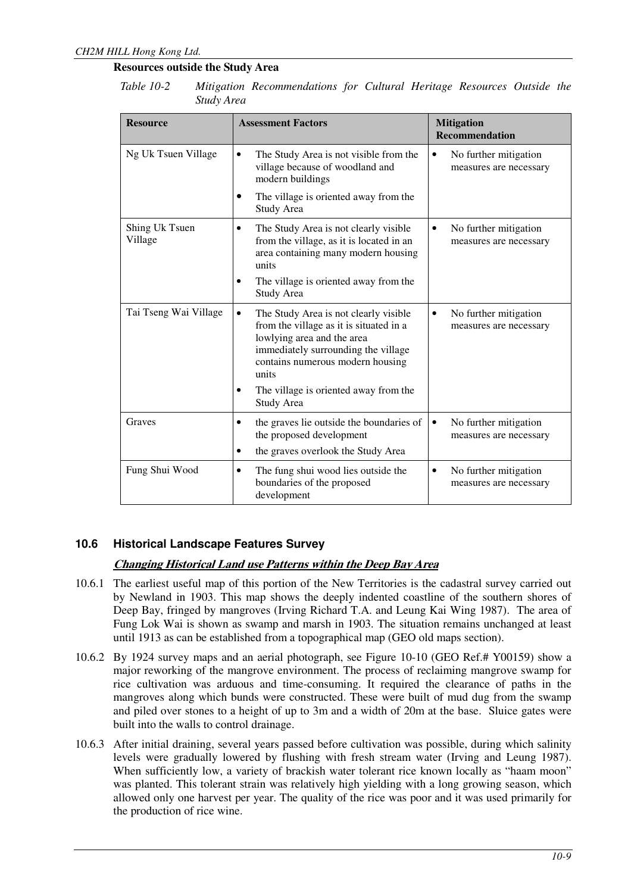**Resources outside the Study Area**

*Table 10-2 Mitigation Recommendations for Cultural Heritage Resources Outside the Study Area*

| Resource | Assessment Factors | Mitigation Recommendation |
|---|---|---|
| Ng Uk Tsuen Village | • The Study Area is not visible from the village because of woodland and modern buildings<br>• The village is oriented away from the Study Area | • No further mitigation measures are necessary |
| Shing Uk Tsuen Village | • The Study Area is not clearly visible from the village, as it is located in an area containing many modern housing units<br>• The village is oriented away from the Study Area | • No further mitigation measures are necessary |
| Tai Tseng Wai Village | • The Study Area is not clearly visible from the village as it is situated in a lowlying area and the area immediately surrounding the village contains numerous modern housing units<br>• The village is oriented away from the Study Area | • No further mitigation measures are necessary |
| Graves | • the graves lie outside the boundaries of the proposed development<br>• the graves overlook the Study Area | • No further mitigation measures are necessary |
| Fung Shui Wood | • The fung shui wood lies outside the boundaries of the proposed development | • No further mitigation measures are necessary |

## 10.6 Historical Landscape Features Survey

***Changing Historical Land use Patterns within the Deep Bay Area***

10.6.1 The earliest useful map of this portion of the New Territories is the cadastral survey carried out by Newland in 1903. This map shows the deeply indented coastline of the southern shores of Deep Bay, fringed by mangroves (Irving Richard T.A. and Leung Kai Wing 1987). The area of Fung Lok Wai is shown as swamp and marsh in 1903. The situation remains unchanged at least until 1913 as can be established from a topographical map (GEO old maps section).

10.6.2 By 1924 survey maps and an aerial photograph, see Figure 10-10 (GEO Ref.# Y00159) show a major reworking of the mangrove environment. The process of reclaiming mangrove swamp for rice cultivation was arduous and time-consuming. It required the clearance of paths in the mangroves along which bunds were constructed. These were built of mud dug from the swamp and piled over stones to a height of up to 3m and a width of 20m at the base. Sluice gates were built into the walls to control drainage.

10.6.3 After initial draining, several years passed before cultivation was possible, during which salinity levels were gradually lowered by flushing with fresh stream water (Irving and Leung 1987). When sufficiently low, a variety of brackish water tolerant rice known locally as "haam moon" was planted. This tolerant strain was relatively high yielding with a long growing season, which allowed only one harvest per year. The quality of the rice was poor and it was used primarily for the production of rice wine.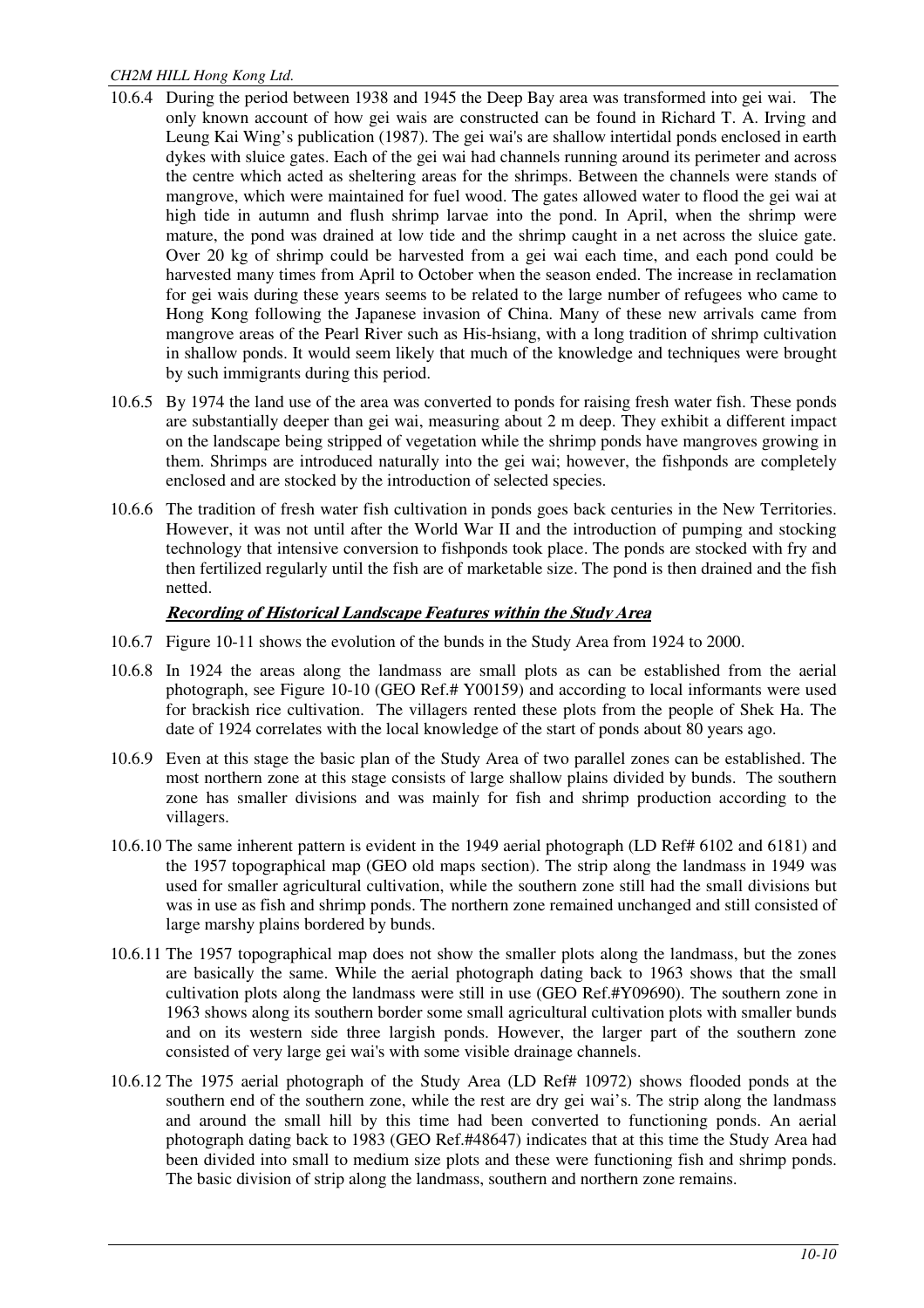10.6.4 During the period between 1938 and 1945 the Deep Bay area was transformed into gei wai. The only known account of how gei wais are constructed can be found in Richard T. A. Irving and Leung Kai Wing's publication (1987). The gei wai's are shallow intertidal ponds enclosed in earth dykes with sluice gates. Each of the gei wai had channels running around its perimeter and across the centre which acted as sheltering areas for the shrimps. Between the channels were stands of mangrove, which were maintained for fuel wood. The gates allowed water to flood the gei wai at high tide in autumn and flush shrimp larvae into the pond. In April, when the shrimp were mature, the pond was drained at low tide and the shrimp caught in a net across the sluice gate. Over 20 kg of shrimp could be harvested from a gei wai each time, and each pond could be harvested many times from April to October when the season ended. The increase in reclamation for gei wais during these years seems to be related to the large number of refugees who came to Hong Kong following the Japanese invasion of China. Many of these new arrivals came from mangrove areas of the Pearl River such as His-hsiang, with a long tradition of shrimp cultivation in shallow ponds. It would seem likely that much of the knowledge and techniques were brought by such immigrants during this period.

10.6.5 By 1974 the land use of the area was converted to ponds for raising fresh water fish. These ponds are substantially deeper than gei wai, measuring about 2 m deep. They exhibit a different impact on the landscape being stripped of vegetation while the shrimp ponds have mangroves growing in them. Shrimps are introduced naturally into the gei wai; however, the fishponds are completely enclosed and are stocked by the introduction of selected species.

10.6.6 The tradition of fresh water fish cultivation in ponds goes back centuries in the New Territories. However, it was not until after the World War II and the introduction of pumping and stocking technology that intensive conversion to fishponds took place. The ponds are stocked with fry and then fertilized regularly until the fish are of marketable size. The pond is then drained and the fish netted.

***Recording of Historical Landscape Features within the Study Area***

10.6.7 Figure 10-11 shows the evolution of the bunds in the Study Area from 1924 to 2000.

10.6.8 In 1924 the areas along the landmass are small plots as can be established from the aerial photograph, see Figure 10-10 (GEO Ref.# Y00159) and according to local informants were used for brackish rice cultivation. The villagers rented these plots from the people of Shek Ha. The date of 1924 correlates with the local knowledge of the start of ponds about 80 years ago.

10.6.9 Even at this stage the basic plan of the Study Area of two parallel zones can be established. The most northern zone at this stage consists of large shallow plains divided by bunds. The southern zone has smaller divisions and was mainly for fish and shrimp production according to the villagers.

10.6.10 The same inherent pattern is evident in the 1949 aerial photograph (LD Ref# 6102 and 6181) and the 1957 topographical map (GEO old maps section). The strip along the landmass in 1949 was used for smaller agricultural cultivation, while the southern zone still had the small divisions but was in use as fish and shrimp ponds. The northern zone remained unchanged and still consisted of large marshy plains bordered by bunds.

10.6.11 The 1957 topographical map does not show the smaller plots along the landmass, but the zones are basically the same. While the aerial photograph dating back to 1963 shows that the small cultivation plots along the landmass were still in use (GEO Ref.#Y09690). The southern zone in 1963 shows along its southern border some small agricultural cultivation plots with smaller bunds and on its western side three largish ponds. However, the larger part of the southern zone consisted of very large gei wai's with some visible drainage channels.

10.6.12 The 1975 aerial photograph of the Study Area (LD Ref# 10972) shows flooded ponds at the southern end of the southern zone, while the rest are dry gei wai's. The strip along the landmass and around the small hill by this time had been converted to functioning ponds. An aerial photograph dating back to 1983 (GEO Ref.#48647) indicates that at this time the Study Area had been divided into small to medium size plots and these were functioning fish and shrimp ponds. The basic division of strip along the landmass, southern and northern zone remains.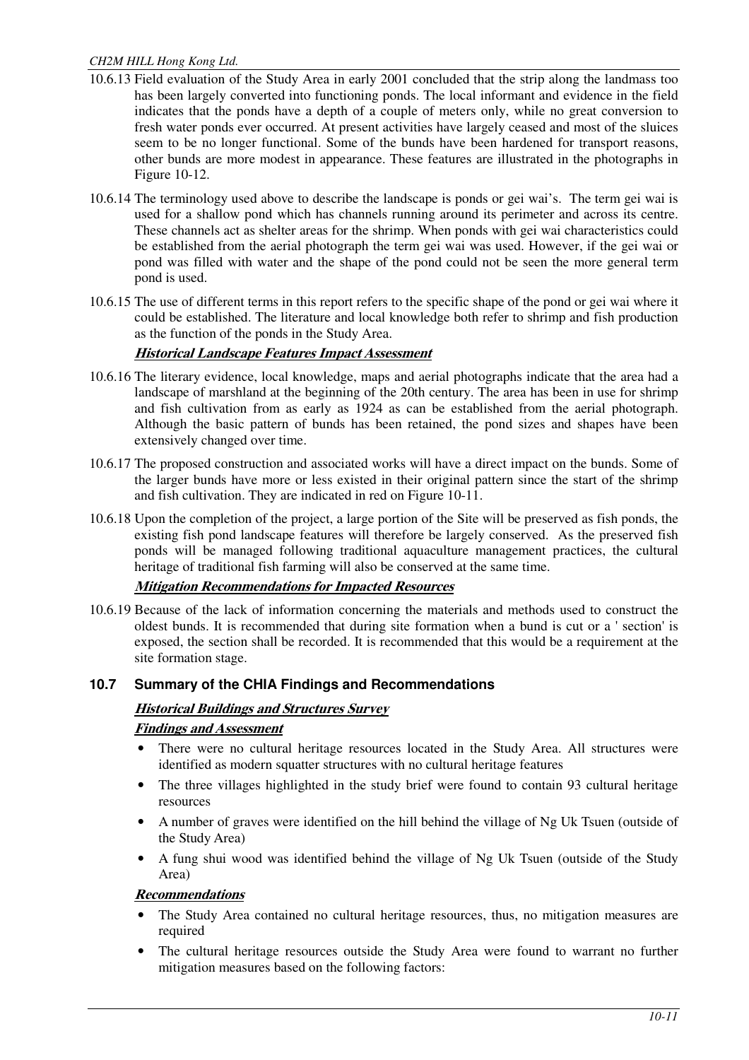10.6.13 Field evaluation of the Study Area in early 2001 concluded that the strip along the landmass too has been largely converted into functioning ponds. The local informant and evidence in the field indicates that the ponds have a depth of a couple of meters only, while no great conversion to fresh water ponds ever occurred. At present activities have largely ceased and most of the sluices seem to be no longer functional. Some of the bunds have been hardened for transport reasons, other bunds are more modest in appearance. These features are illustrated in the photographs in Figure 10-12.

10.6.14 The terminology used above to describe the landscape is ponds or gei wai's. The term gei wai is used for a shallow pond which has channels running around its perimeter and across its centre. These channels act as shelter areas for the shrimp. When ponds with gei wai characteristics could be established from the aerial photograph the term gei wai was used. However, if the gei wai or pond was filled with water and the shape of the pond could not be seen the more general term pond is used.

10.6.15 The use of different terms in this report refers to the specific shape of the pond or gei wai where it could be established. The literature and local knowledge both refer to shrimp and fish production as the function of the ponds in the Study Area.

***Historical Landscape Features Impact Assessment***

10.6.16 The literary evidence, local knowledge, maps and aerial photographs indicate that the area had a landscape of marshland at the beginning of the 20th century. The area has been in use for shrimp and fish cultivation from as early as 1924 as can be established from the aerial photograph. Although the basic pattern of bunds has been retained, the pond sizes and shapes have been extensively changed over time.

10.6.17 The proposed construction and associated works will have a direct impact on the bunds. Some of the larger bunds have more or less existed in their original pattern since the start of the shrimp and fish cultivation. They are indicated in red on Figure 10-11.

10.6.18 Upon the completion of the project, a large portion of the Site will be preserved as fish ponds, the existing fish pond landscape features will therefore be largely conserved. As the preserved fish ponds will be managed following traditional aquaculture management practices, the cultural heritage of traditional fish farming will also be conserved at the same time.

***Mitigation Recommendations for Impacted Resources***

10.6.19 Because of the lack of information concerning the materials and methods used to construct the oldest bunds. It is recommended that during site formation when a bund is cut or a ' section' is exposed, the section shall be recorded. It is recommended that this would be a requirement at the site formation stage.

## 10.7 Summary of the CHIA Findings and Recommendations

***Historical Buildings and Structures Survey***

***Findings and Assessment***

- There were no cultural heritage resources located in the Study Area. All structures were identified as modern squatter structures with no cultural heritage features
- The three villages highlighted in the study brief were found to contain 93 cultural heritage resources
- A number of graves were identified on the hill behind the village of Ng Uk Tsuen (outside of the Study Area)
- A fung shui wood was identified behind the village of Ng Uk Tsuen (outside of the Study Area)

***Recommendations***

- The Study Area contained no cultural heritage resources, thus, no mitigation measures are required
- The cultural heritage resources outside the Study Area were found to warrant no further mitigation measures based on the following factors: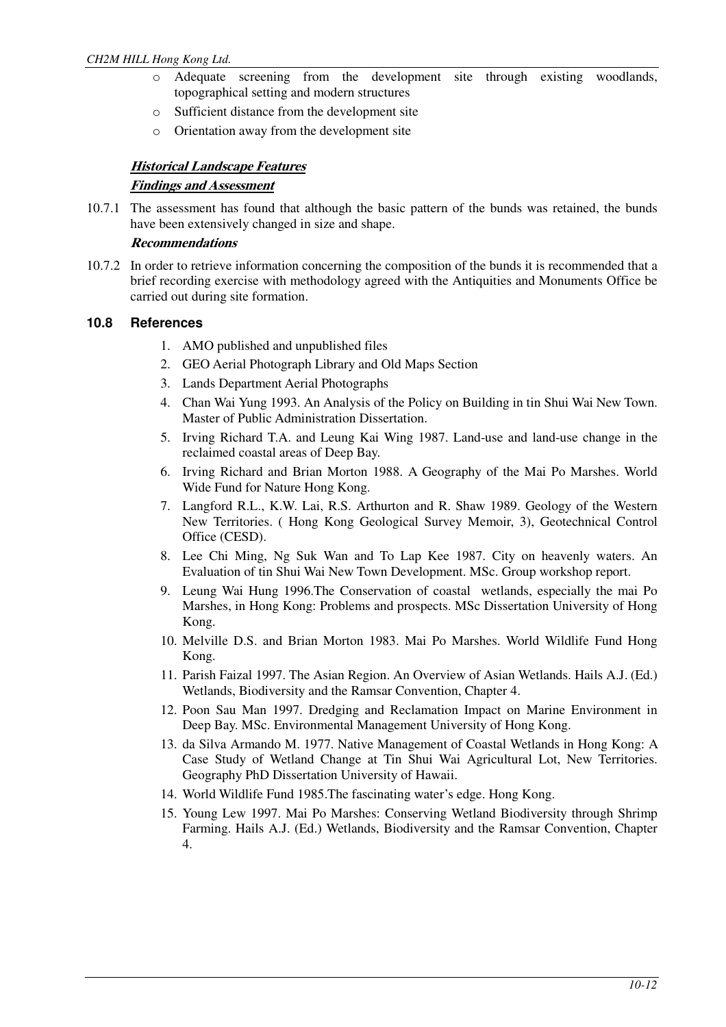- Adequate screening from the development site through existing woodlands, topographical setting and modern structures
- Sufficient distance from the development site
- Orientation away from the development site

***Historical Landscape Features***

***Findings and Assessment***

10.7.1 The assessment has found that although the basic pattern of the bunds was retained, the bunds have been extensively changed in size and shape.

***Recommendations***

10.7.2 In order to retrieve information concerning the composition of the bunds it is recommended that a brief recording exercise with methodology agreed with the Antiquities and Monuments Office be carried out during site formation.

### 10.8 References

1. AMO published and unpublished files
2. GEO Aerial Photograph Library and Old Maps Section
3. Lands Department Aerial Photographs
4. Chan Wai Yung 1993. An Analysis of the Policy on Building in tin Shui Wai New Town. Master of Public Administration Dissertation.
5. Irving Richard T.A. and Leung Kai Wing 1987. Land-use and land-use change in the reclaimed coastal areas of Deep Bay.
6. Irving Richard and Brian Morton 1988. A Geography of the Mai Po Marshes. World Wide Fund for Nature Hong Kong.
7. Langford R.L., K.W. Lai, R.S. Arthurton and R. Shaw 1989. Geology of the Western New Territories. ( Hong Kong Geological Survey Memoir, 3), Geotechnical Control Office (CESD).
8. Lee Chi Ming, Ng Suk Wan and To Lap Kee 1987. City on heavenly waters. An Evaluation of tin Shui Wai New Town Development. MSc. Group workshop report.
9. Leung Wai Hung 1996.The Conservation of coastal wetlands, especially the mai Po Marshes, in Hong Kong: Problems and prospects. MSc Dissertation University of Hong Kong.
10. Melville D.S. and Brian Morton 1983. Mai Po Marshes. World Wildlife Fund Hong Kong.
11. Parish Faizal 1997. The Asian Region. An Overview of Asian Wetlands. Hails A.J. (Ed.) Wetlands, Biodiversity and the Ramsar Convention, Chapter 4.
12. Poon Sau Man 1997. Dredging and Reclamation Impact on Marine Environment in Deep Bay. MSc. Environmental Management University of Hong Kong.
13. da Silva Armando M. 1977. Native Management of Coastal Wetlands in Hong Kong: A Case Study of Wetland Change at Tin Shui Wai Agricultural Lot, New Territories. Geography PhD Dissertation University of Hawaii.
14. World Wildlife Fund 1985.The fascinating water's edge. Hong Kong.
15. Young Lew 1997. Mai Po Marshes: Conserving Wetland Biodiversity through Shrimp Farming. Hails A.J. (Ed.) Wetlands, Biodiversity and the Ramsar Convention, Chapter 4.